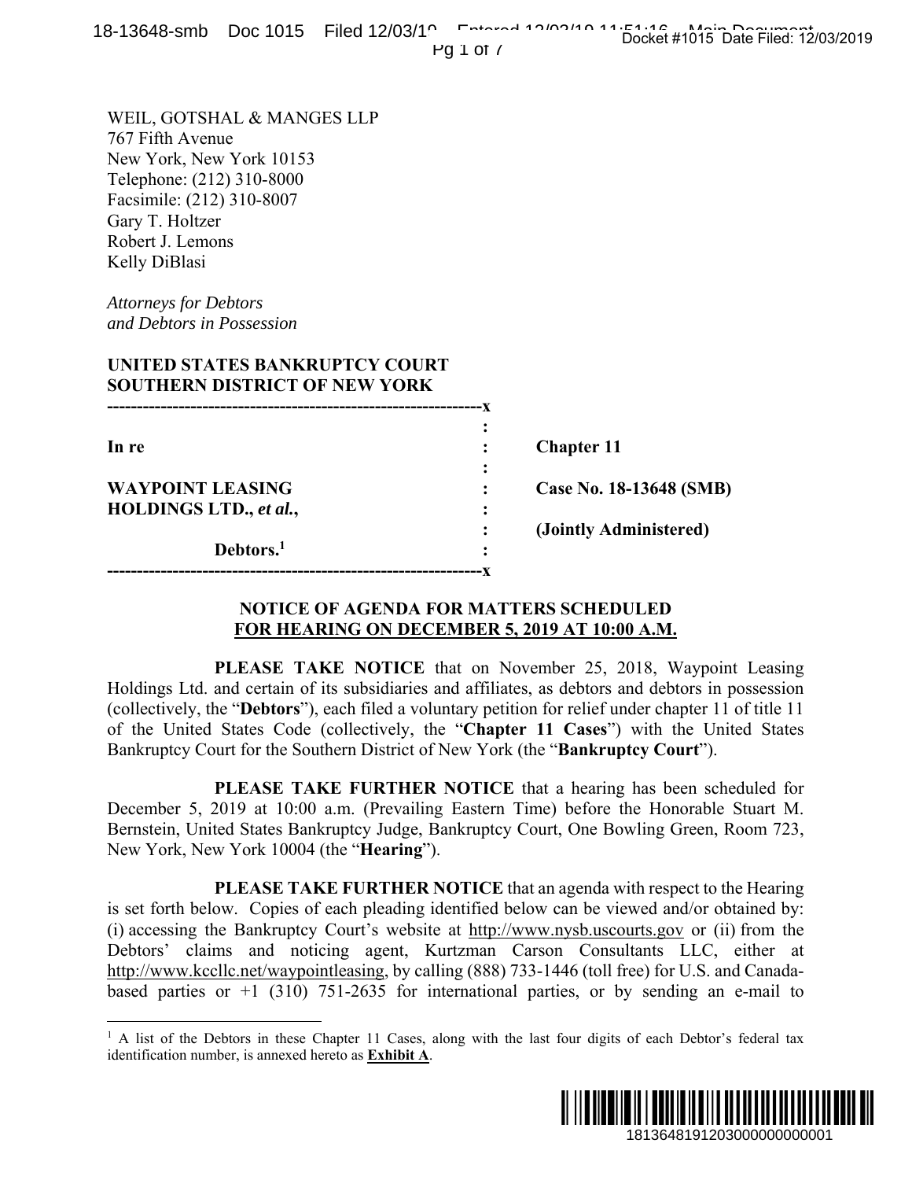WEIL, GOTSHAL & MANGES LLP
767 Fifth Avenue
New York, New York 10153
Telephone: (212) 310-8000
Facsimile: (212) 310-8007
Gary T. Holtzer
Robert J. Lemons
Kelly DiBlasi

*Attorneys for Debtors*
*and Debtors in Possession*

**UNITED STATES BANKRUPTCY COURT**
**SOUTHERN DISTRICT OF NEW YORK**

| | | |
|---|---|---|
| **In re** | : | **Chapter 11** |
| **WAYPOINT LEASING HOLDINGS LTD., *et al.*,** | : | **Case No. 18-13648 (SMB)** |
| | : | **(Jointly Administered)** |
| **Debtors.**[1] | : | |

## NOTICE OF AGENDA FOR MATTERS SCHEDULED FOR HEARING ON DECEMBER 5, 2019 AT 10:00 A.M.

**PLEASE TAKE NOTICE** that on November 25, 2018, Waypoint Leasing Holdings Ltd. and certain of its subsidiaries and affiliates, as debtors and debtors in possession (collectively, the "**Debtors**"), each filed a voluntary petition for relief under chapter 11 of title 11 of the United States Code (collectively, the "**Chapter 11 Cases**") with the United States Bankruptcy Court for the Southern District of New York (the "**Bankruptcy Court**").

**PLEASE TAKE FURTHER NOTICE** that a hearing has been scheduled for December 5, 2019 at 10:00 a.m. (Prevailing Eastern Time) before the Honorable Stuart M. Bernstein, United States Bankruptcy Judge, Bankruptcy Court, One Bowling Green, Room 723, New York, New York 10004 (the "**Hearing**").

**PLEASE TAKE FURTHER NOTICE** that an agenda with respect to the Hearing is set forth below. Copies of each pleading identified below can be viewed and/or obtained by: (i) accessing the Bankruptcy Court's website at http://www.nysb.uscourts.gov or (ii) from the Debtors' claims and noticing agent, Kurtzman Carson Consultants LLC, either at http://www.kccllc.net/waypointleasing, by calling (888) 733-1446 (toll free) for U.S. and Canada-based parties or +1 (310) 751-2635 for international parties, or by sending an e-mail to

[1] A list of the Debtors in these Chapter 11 Cases, along with the last four digits of each Debtor's federal tax identification number, is annexed hereto as **Exhibit A**.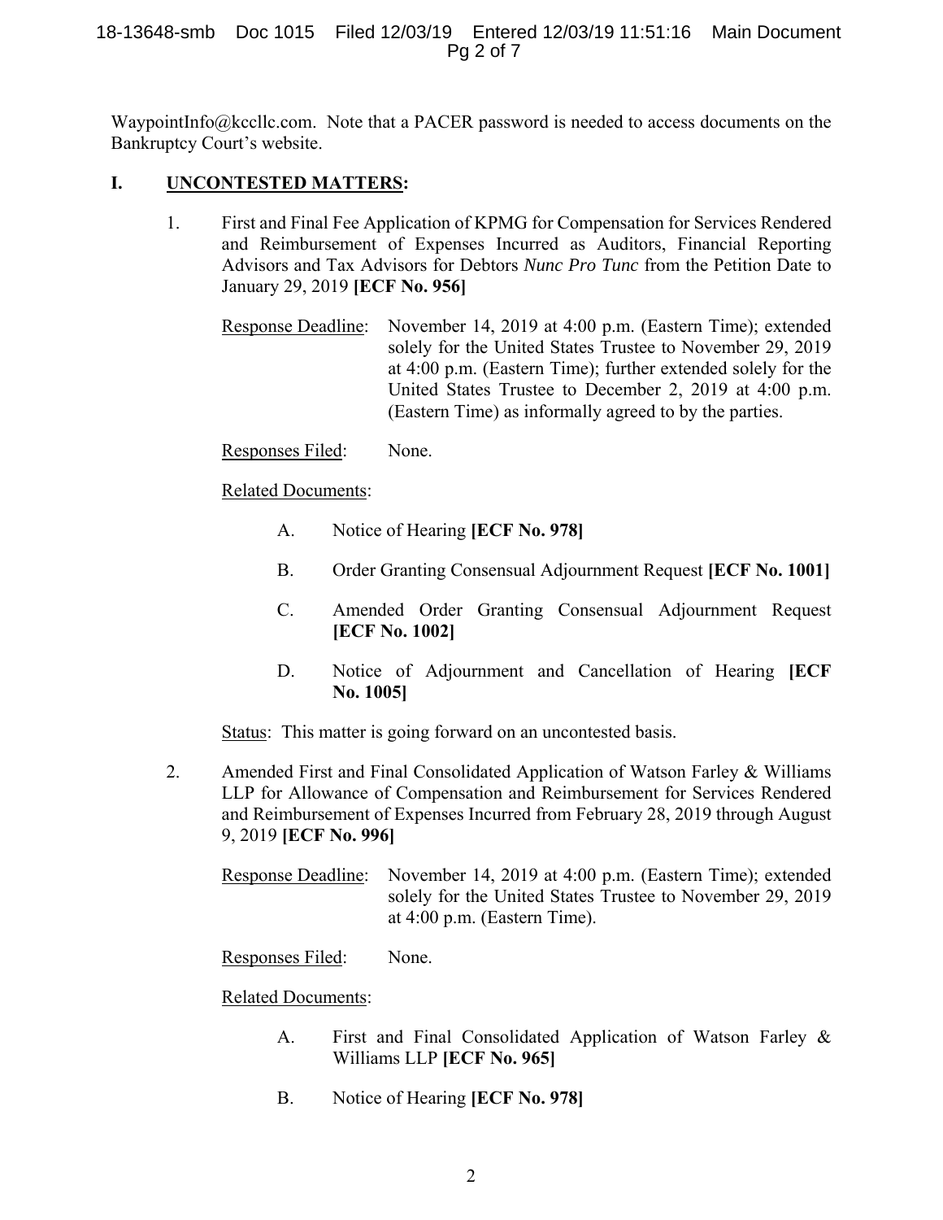WaypointInfo@kccllc.com. Note that a PACER password is needed to access documents on the Bankruptcy Court's website.

## I. UNCONTESTED MATTERS:

1. First and Final Fee Application of KPMG for Compensation for Services Rendered and Reimbursement of Expenses Incurred as Auditors, Financial Reporting Advisors and Tax Advisors for Debtors *Nunc Pro Tunc* from the Petition Date to January 29, 2019 **[ECF No. 956]**

   Response Deadline: November 14, 2019 at 4:00 p.m. (Eastern Time); extended solely for the United States Trustee to November 29, 2019 at 4:00 p.m. (Eastern Time); further extended solely for the United States Trustee to December 2, 2019 at 4:00 p.m. (Eastern Time) as informally agreed to by the parties.

   Responses Filed: None.

   Related Documents:

   A. Notice of Hearing **[ECF No. 978]**

   B. Order Granting Consensual Adjournment Request **[ECF No. 1001]**

   C. Amended Order Granting Consensual Adjournment Request **[ECF No. 1002]**

   D. Notice of Adjournment and Cancellation of Hearing **[ECF No. 1005]**

   Status: This matter is going forward on an uncontested basis.

2. Amended First and Final Consolidated Application of Watson Farley & Williams LLP for Allowance of Compensation and Reimbursement for Services Rendered and Reimbursement of Expenses Incurred from February 28, 2019 through August 9, 2019 **[ECF No. 996]**

   Response Deadline: November 14, 2019 at 4:00 p.m. (Eastern Time); extended solely for the United States Trustee to November 29, 2019 at 4:00 p.m. (Eastern Time).

   Responses Filed: None.

   Related Documents:

   A. First and Final Consolidated Application of Watson Farley & Williams LLP **[ECF No. 965]**

   B. Notice of Hearing **[ECF No. 978]**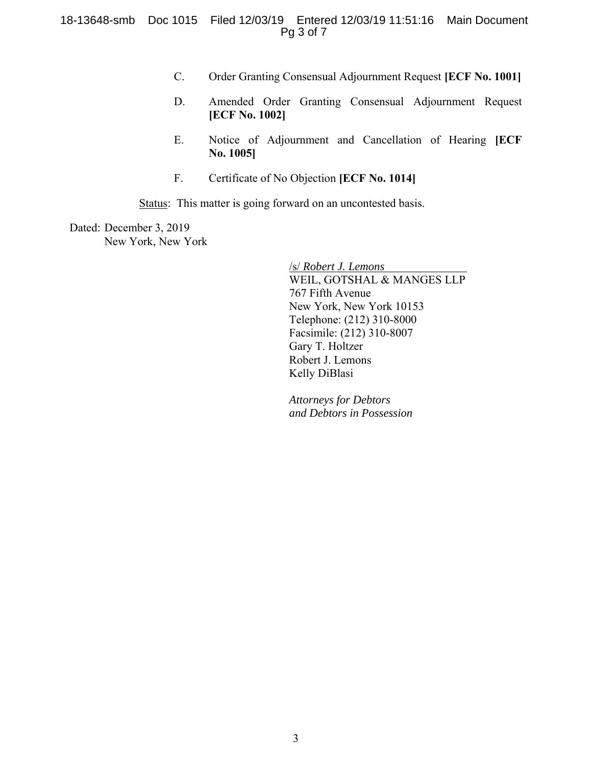C. Order Granting Consensual Adjournment Request **[ECF No. 1001]**

D. Amended Order Granting Consensual Adjournment Request **[ECF No. 1002]**

E. Notice of Adjournment and Cancellation of Hearing **[ECF No. 1005]**

F. Certificate of No Objection **[ECF No. 1014]**

Status: This matter is going forward on an uncontested basis.

Dated: December 3, 2019
New York, New York

/s/ *Robert J. Lemons*
WEIL, GOTSHAL & MANGES LLP
767 Fifth Avenue
New York, New York 10153
Telephone: (212) 310-8000
Facsimile: (212) 310-8007
Gary T. Holtzer
Robert J. Lemons
Kelly DiBlasi

*Attorneys for Debtors and Debtors in Possession*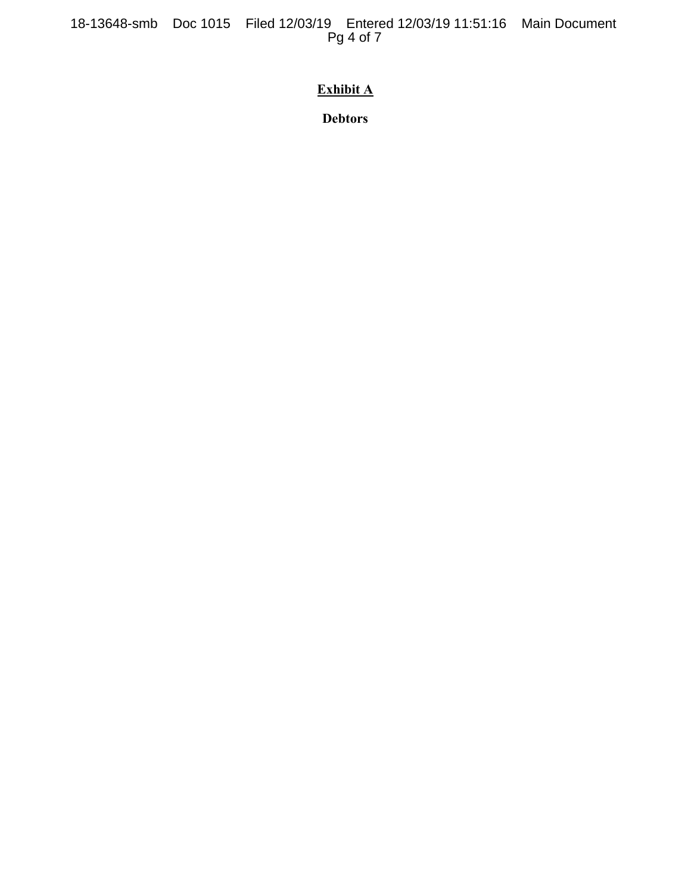# Exhibit A

**Debtors**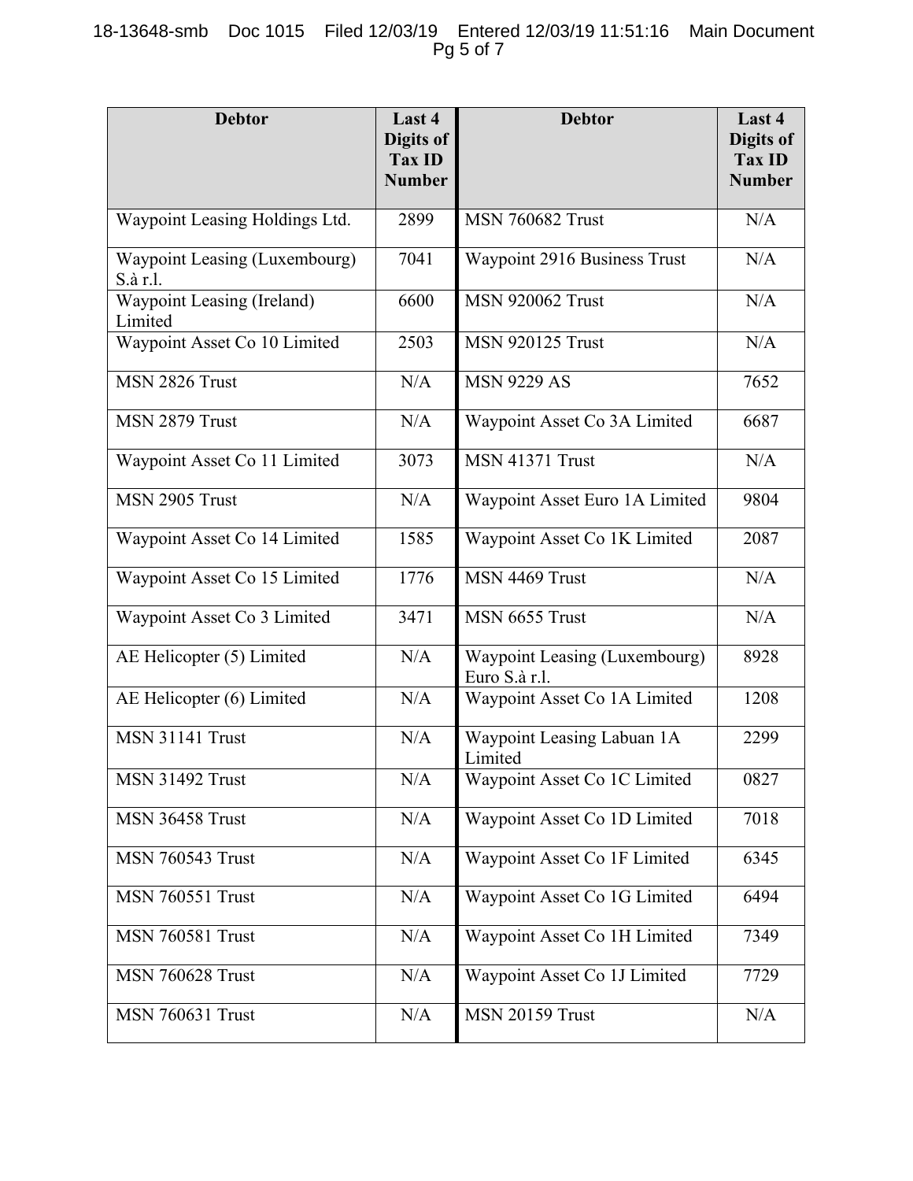| Debtor | Last 4 Digits of Tax ID Number | Debtor | Last 4 Digits of Tax ID Number |
|---|---|---|---|
| Waypoint Leasing Holdings Ltd. | 2899 | MSN 760682 Trust | N/A |
| Waypoint Leasing (Luxembourg) S.à r.l. | 7041 | Waypoint 2916 Business Trust | N/A |
| Waypoint Leasing (Ireland) Limited | 6600 | MSN 920062 Trust | N/A |
| Waypoint Asset Co 10 Limited | 2503 | MSN 920125 Trust | N/A |
| MSN 2826 Trust | N/A | MSN 9229 AS | 7652 |
| MSN 2879 Trust | N/A | Waypoint Asset Co 3A Limited | 6687 |
| Waypoint Asset Co 11 Limited | 3073 | MSN 41371 Trust | N/A |
| MSN 2905 Trust | N/A | Waypoint Asset Euro 1A Limited | 9804 |
| Waypoint Asset Co 14 Limited | 1585 | Waypoint Asset Co 1K Limited | 2087 |
| Waypoint Asset Co 15 Limited | 1776 | MSN 4469 Trust | N/A |
| Waypoint Asset Co 3 Limited | 3471 | MSN 6655 Trust | N/A |
| AE Helicopter (5) Limited | N/A | Waypoint Leasing (Luxembourg) Euro S.à r.l. | 8928 |
| AE Helicopter (6) Limited | N/A | Waypoint Asset Co 1A Limited | 1208 |
| MSN 31141 Trust | N/A | Waypoint Leasing Labuan 1A Limited | 2299 |
| MSN 31492 Trust | N/A | Waypoint Asset Co 1C Limited | 0827 |
| MSN 36458 Trust | N/A | Waypoint Asset Co 1D Limited | 7018 |
| MSN 760543 Trust | N/A | Waypoint Asset Co 1F Limited | 6345 |
| MSN 760551 Trust | N/A | Waypoint Asset Co 1G Limited | 6494 |
| MSN 760581 Trust | N/A | Waypoint Asset Co 1H Limited | 7349 |
| MSN 760628 Trust | N/A | Waypoint Asset Co 1J Limited | 7729 |
| MSN 760631 Trust | N/A | MSN 20159 Trust | N/A |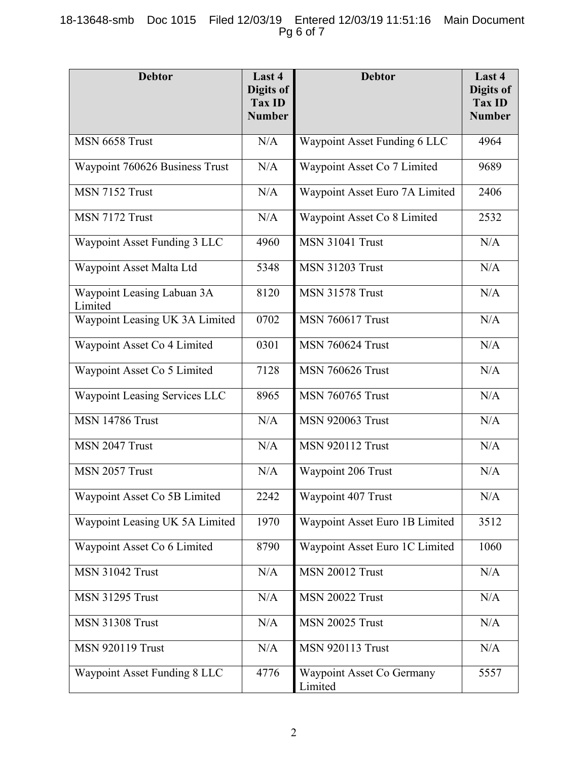| Debtor | Last 4 Digits of Tax ID Number | Debtor | Last 4 Digits of Tax ID Number |
|---|---|---|---|
| MSN 6658 Trust | N/A | Waypoint Asset Funding 6 LLC | 4964 |
| Waypoint 760626 Business Trust | N/A | Waypoint Asset Co 7 Limited | 9689 |
| MSN 7152 Trust | N/A | Waypoint Asset Euro 7A Limited | 2406 |
| MSN 7172 Trust | N/A | Waypoint Asset Co 8 Limited | 2532 |
| Waypoint Asset Funding 3 LLC | 4960 | MSN 31041 Trust | N/A |
| Waypoint Asset Malta Ltd | 5348 | MSN 31203 Trust | N/A |
| Waypoint Leasing Labuan 3A Limited | 8120 | MSN 31578 Trust | N/A |
| Waypoint Leasing UK 3A Limited | 0702 | MSN 760617 Trust | N/A |
| Waypoint Asset Co 4 Limited | 0301 | MSN 760624 Trust | N/A |
| Waypoint Asset Co 5 Limited | 7128 | MSN 760626 Trust | N/A |
| Waypoint Leasing Services LLC | 8965 | MSN 760765 Trust | N/A |
| MSN 14786 Trust | N/A | MSN 920063 Trust | N/A |
| MSN 2047 Trust | N/A | MSN 920112 Trust | N/A |
| MSN 2057 Trust | N/A | Waypoint 206 Trust | N/A |
| Waypoint Asset Co 5B Limited | 2242 | Waypoint 407 Trust | N/A |
| Waypoint Leasing UK 5A Limited | 1970 | Waypoint Asset Euro 1B Limited | 3512 |
| Waypoint Asset Co 6 Limited | 8790 | Waypoint Asset Euro 1C Limited | 1060 |
| MSN 31042 Trust | N/A | MSN 20012 Trust | N/A |
| MSN 31295 Trust | N/A | MSN 20022 Trust | N/A |
| MSN 31308 Trust | N/A | MSN 20025 Trust | N/A |
| MSN 920119 Trust | N/A | MSN 920113 Trust | N/A |
| Waypoint Asset Funding 8 LLC | 4776 | Waypoint Asset Co Germany Limited | 5557 |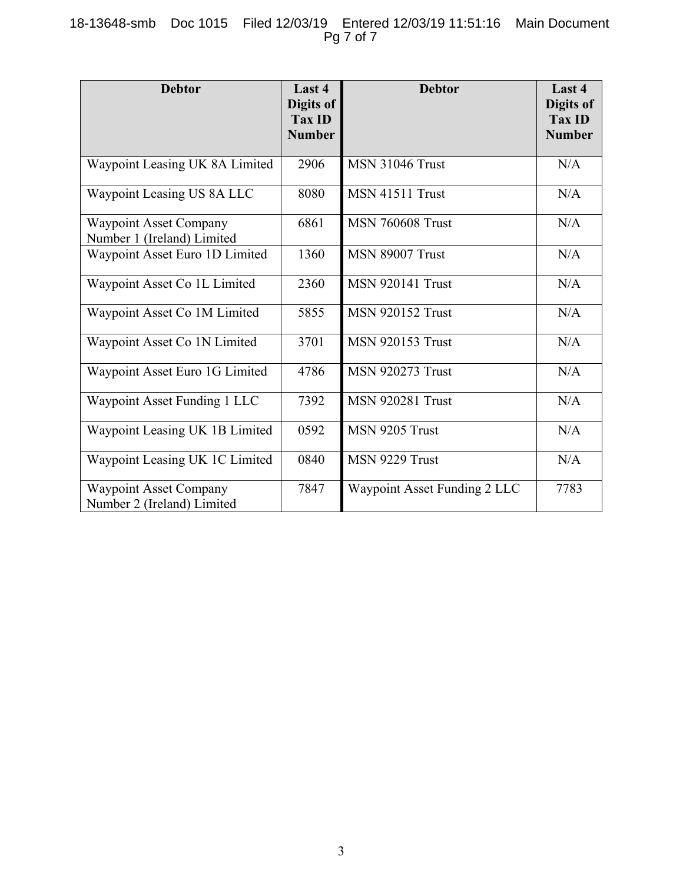| Debtor | Last 4 Digits of Tax ID Number | Debtor | Last 4 Digits of Tax ID Number |
|---|---|---|---|
| Waypoint Leasing UK 8A Limited | 2906 | MSN 31046 Trust | N/A |
| Waypoint Leasing US 8A LLC | 8080 | MSN 41511 Trust | N/A |
| Waypoint Asset Company Number 1 (Ireland) Limited | 6861 | MSN 760608 Trust | N/A |
| Waypoint Asset Euro 1D Limited | 1360 | MSN 89007 Trust | N/A |
| Waypoint Asset Co 1L Limited | 2360 | MSN 920141 Trust | N/A |
| Waypoint Asset Co 1M Limited | 5855 | MSN 920152 Trust | N/A |
| Waypoint Asset Co 1N Limited | 3701 | MSN 920153 Trust | N/A |
| Waypoint Asset Euro 1G Limited | 4786 | MSN 920273 Trust | N/A |
| Waypoint Asset Funding 1 LLC | 7392 | MSN 920281 Trust | N/A |
| Waypoint Leasing UK 1B Limited | 0592 | MSN 9205 Trust | N/A |
| Waypoint Leasing UK 1C Limited | 0840 | MSN 9229 Trust | N/A |
| Waypoint Asset Company Number 2 (Ireland) Limited | 7847 | Waypoint Asset Funding 2 LLC | 7783 |